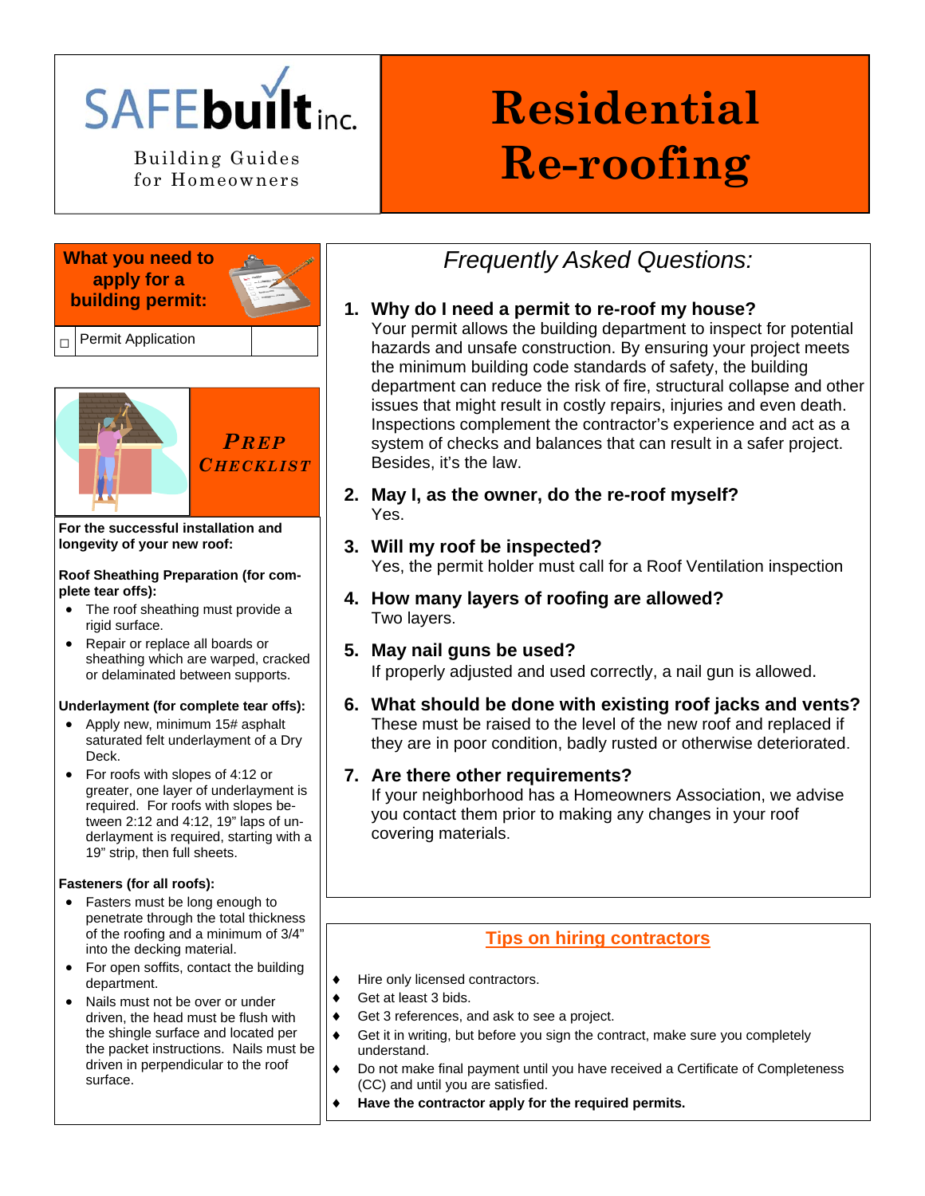SAFEbuilt inc.

Building Guides for Homeowners

# Residential Re-roofing

## What you need to apply for a building permit:

- ☐ Permit Application

## PREP CHECKLIST

**For the successful installation and longevity of your new roof:**

**Roof Sheathing Preparation (for complete tear offs):**

- The roof sheathing must provide a rigid surface.
- Repair or replace all boards or sheathing which are warped, cracked or delaminated between supports.

**Underlayment (for complete tear offs):**

- Apply new, minimum 15# asphalt saturated felt underlayment of a Dry Deck.
- For roofs with slopes of 4:12 or greater, one layer of underlayment is required. For roofs with slopes between 2:12 and 4:12, 19" laps of underlayment is required, starting with a 19" strip, then full sheets.

**Fasteners (for all roofs):**

- Fasters must be long enough to penetrate through the total thickness of the roofing and a minimum of 3/4" into the decking material.
- For open soffits, contact the building department.
- Nails must not be over or under driven, the head must be flush with the shingle surface and located per the packet instructions. Nails must be driven in perpendicular to the roof surface.

## *Frequently Asked Questions:*

1. **Why do I need a permit to re-roof my house?**
   Your permit allows the building department to inspect for potential hazards and unsafe construction. By ensuring your project meets the minimum building code standards of safety, the building department can reduce the risk of fire, structural collapse and other issues that might result in costly repairs, injuries and even death. Inspections complement the contractor's experience and act as a system of checks and balances that can result in a safer project. Besides, it's the law.

2. **May I, as the owner, do the re-roof myself?**
   Yes.

3. **Will my roof be inspected?**
   Yes, the permit holder must call for a Roof Ventilation inspection

4. **How many layers of roofing are allowed?**
   Two layers.

5. **May nail guns be used?**
   If properly adjusted and used correctly, a nail gun is allowed.

6. **What should be done with existing roof jacks and vents?**
   These must be raised to the level of the new roof and replaced if they are in poor condition, badly rusted or otherwise deteriorated.

7. **Are there other requirements?**
   If your neighborhood has a Homeowners Association, we advise you contact them prior to making any changes in your roof covering materials.

## Tips on hiring contractors

- Hire only licensed contractors.
- Get at least 3 bids.
- Get 3 references, and ask to see a project.
- Get it in writing, but before you sign the contract, make sure you completely understand.
- Do not make final payment until you have received a Certificate of Completeness (CC) and until you are satisfied.
- **Have the contractor apply for the required permits.**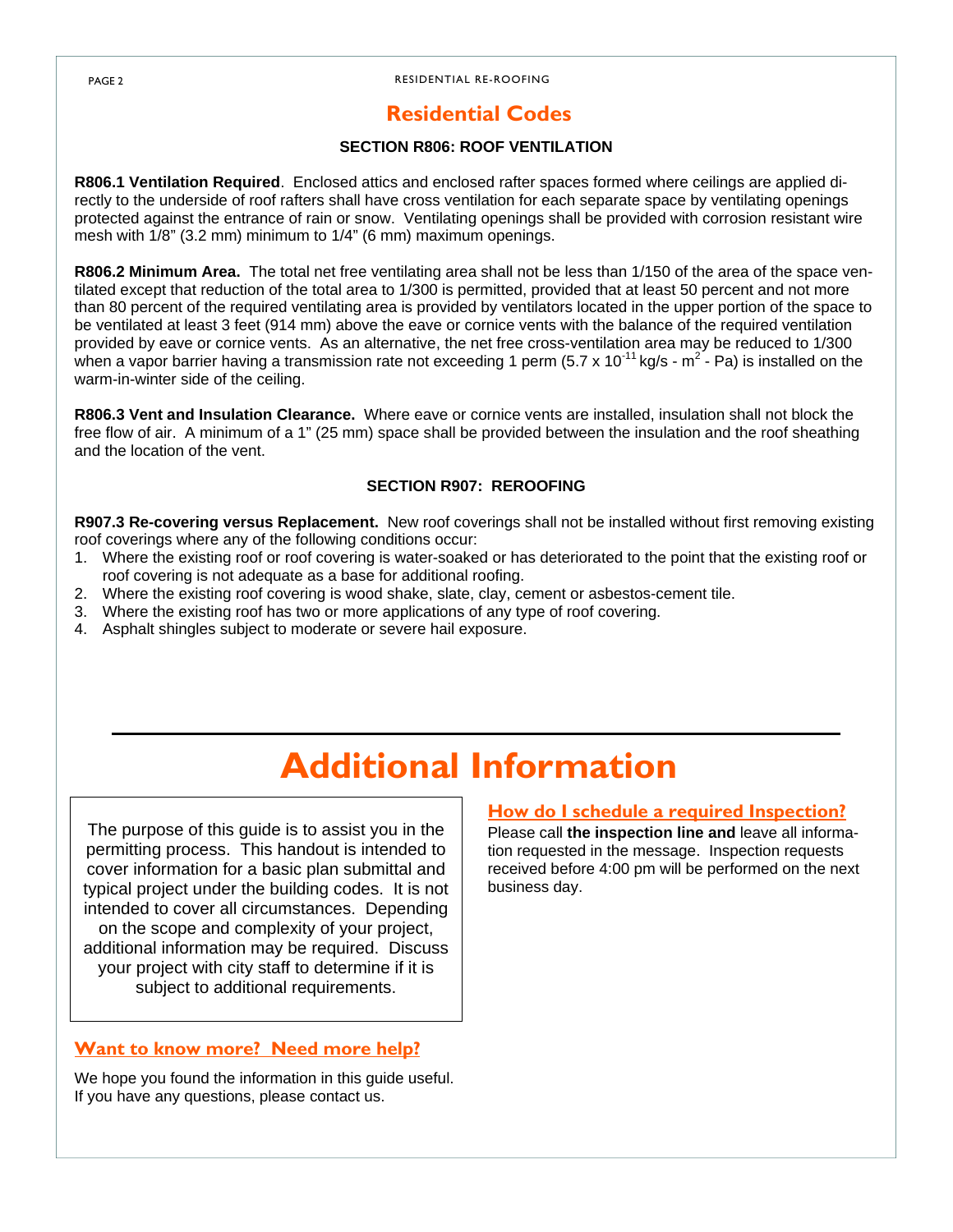# Residential Codes

### SECTION R806: ROOF VENTILATION

**R806.1 Ventilation Required**. Enclosed attics and enclosed rafter spaces formed where ceilings are applied directly to the underside of roof rafters shall have cross ventilation for each separate space by ventilating openings protected against the entrance of rain or snow. Ventilating openings shall be provided with corrosion resistant wire mesh with 1/8" (3.2 mm) minimum to 1/4" (6 mm) maximum openings.

**R806.2 Minimum Area.** The total net free ventilating area shall not be less than 1/150 of the area of the space ventilated except that reduction of the total area to 1/300 is permitted, provided that at least 50 percent and not more than 80 percent of the required ventilating area is provided by ventilators located in the upper portion of the space to be ventilated at least 3 feet (914 mm) above the eave or cornice vents with the balance of the required ventilation provided by eave or cornice vents. As an alternative, the net free cross-ventilation area may be reduced to 1/300 when a vapor barrier having a transmission rate not exceeding 1 perm ($5.7 \times 10^{-11}$ kg/s - $m^2$ - Pa) is installed on the warm-in-winter side of the ceiling.

**R806.3 Vent and Insulation Clearance.** Where eave or cornice vents are installed, insulation shall not block the free flow of air. A minimum of a 1" (25 mm) space shall be provided between the insulation and the roof sheathing and the location of the vent.

### SECTION R907: REROOFING

**R907.3 Re-covering versus Replacement.** New roof coverings shall not be installed without first removing existing roof coverings where any of the following conditions occur:

1. Where the existing roof or roof covering is water-soaked or has deteriorated to the point that the existing roof or roof covering is not adequate as a base for additional roofing.
2. Where the existing roof covering is wood shake, slate, clay, cement or asbestos-cement tile.
3. Where the existing roof has two or more applications of any type of roof covering.
4. Asphalt shingles subject to moderate or severe hail exposure.

# Additional Information

The purpose of this guide is to assist you in the permitting process. This handout is intended to cover information for a basic plan submittal and typical project under the building codes. It is not intended to cover all circumstances. Depending on the scope and complexity of your project, additional information may be required. Discuss your project with city staff to determine if it is subject to additional requirements.

## Want to know more? Need more help?

We hope you found the information in this guide useful. If you have any questions, please contact us.

## How do I schedule a required Inspection?

Please call **the inspection line and** leave all information requested in the message. Inspection requests received before 4:00 pm will be performed on the next business day.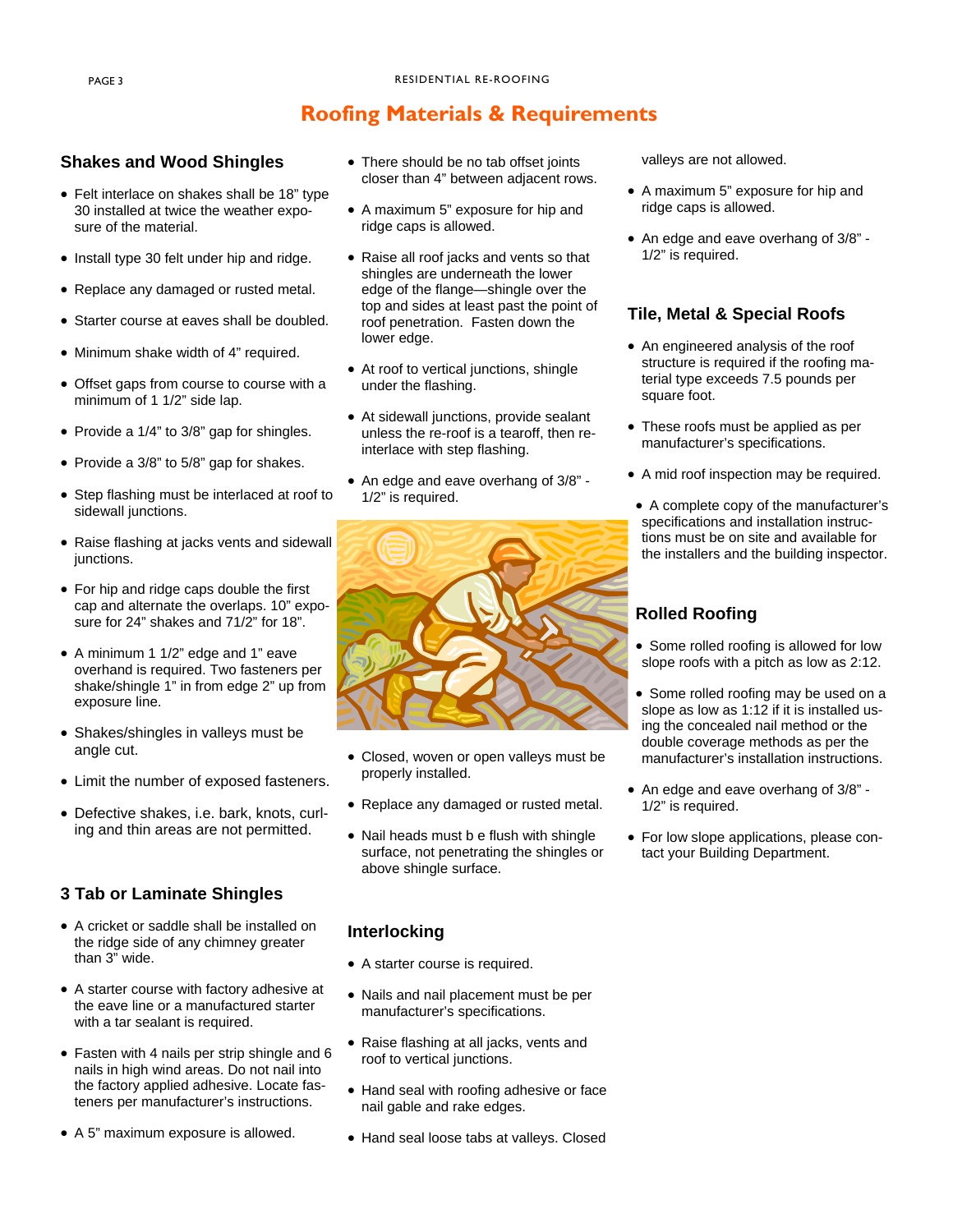# Roofing Materials & Requirements

## Shakes and Wood Shingles

- Felt interlace on shakes shall be 18" type 30 installed at twice the weather exposure of the material.
- Install type 30 felt under hip and ridge.
- Replace any damaged or rusted metal.
- Starter course at eaves shall be doubled.
- Minimum shake width of 4" required.
- Offset gaps from course to course with a minimum of 1 1/2" side lap.
- Provide a 1/4" to 3/8" gap for shingles.
- Provide a 3/8" to 5/8" gap for shakes.
- Step flashing must be interlaced at roof to sidewall junctions.
- Raise flashing at jacks vents and sidewall junctions.
- For hip and ridge caps double the first cap and alternate the overlaps. 10" exposure for 24" shakes and 71/2" for 18".
- A minimum 1 1/2" edge and 1" eave overhand is required. Two fasteners per shake/shingle 1" in from edge 2" up from exposure line.
- Shakes/shingles in valleys must be angle cut.
- Limit the number of exposed fasteners.
- Defective shakes, i.e. bark, knots, curling and thin areas are not permitted.

## 3 Tab or Laminate Shingles

- A cricket or saddle shall be installed on the ridge side of any chimney greater than 3" wide.
- A starter course with factory adhesive at the eave line or a manufactured starter with a tar sealant is required.
- Fasten with 4 nails per strip shingle and 6 nails in high wind areas. Do not nail into the factory applied adhesive. Locate fasteners per manufacturer's instructions.
- A 5" maximum exposure is allowed.
- There should be no tab offset joints closer than 4" between adjacent rows.
- A maximum 5" exposure for hip and ridge caps is allowed.
- Raise all roof jacks and vents so that shingles are underneath the lower edge of the flange—shingle over the top and sides at least past the point of roof penetration. Fasten down the lower edge.
- At roof to vertical junctions, shingle under the flashing.
- At sidewall junctions, provide sealant unless the re-roof is a tearoff, then re-interlace with step flashing.
- An edge and eave overhang of 3/8" - 1/2" is required.
- Closed, woven or open valleys must be properly installed.
- Replace any damaged or rusted metal.
- Nail heads must b e flush with shingle surface, not penetrating the shingles or above shingle surface.

## Interlocking

- A starter course is required.
- Nails and nail placement must be per manufacturer's specifications.
- Raise flashing at all jacks, vents and roof to vertical junctions.
- Hand seal with roofing adhesive or face nail gable and rake edges.
- Hand seal loose tabs at valleys. Closed valleys are not allowed.
- A maximum 5" exposure for hip and ridge caps is allowed.
- An edge and eave overhang of 3/8" - 1/2" is required.

## Tile, Metal & Special Roofs

- An engineered analysis of the roof structure is required if the roofing material type exceeds 7.5 pounds per square foot.
- These roofs must be applied as per manufacturer's specifications.
- A mid roof inspection may be required.
- A complete copy of the manufacturer's specifications and installation instructions must be on site and available for the installers and the building inspector.

## Rolled Roofing

- Some rolled roofing is allowed for low slope roofs with a pitch as low as 2:12.
- Some rolled roofing may be used on a slope as low as 1:12 if it is installed using the concealed nail method or the double coverage methods as per the manufacturer's installation instructions.
- An edge and eave overhang of 3/8" - 1/2" is required.
- For low slope applications, please contact your Building Department.